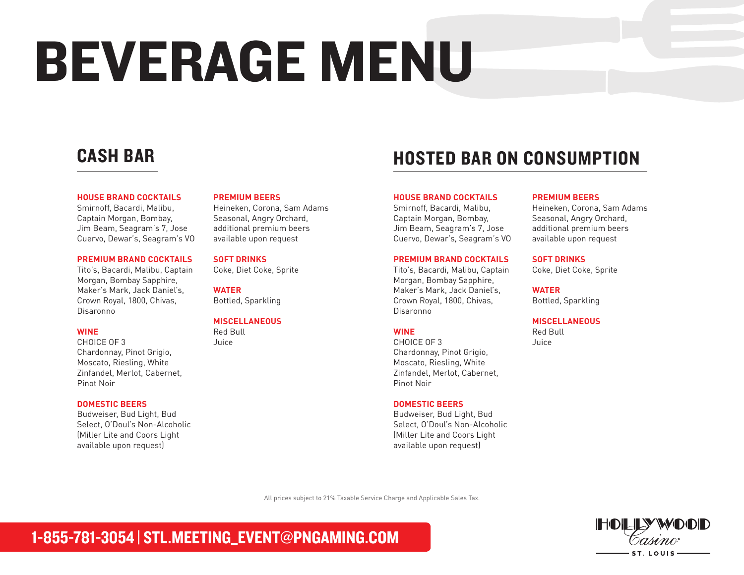# BEVERAGE MENU

## CASH BAR

**HOUSE BRAND COCKTAILS**
Smirnoff, Bacardi, Malibu, Captain Morgan, Bombay, Jim Beam, Seagram's 7, Jose Cuervo, Dewar's, Seagram's VO

**PREMIUM BRAND COCKTAILS**
Tito's, Bacardi, Malibu, Captain Morgan, Bombay Sapphire, Maker's Mark, Jack Daniel's, Crown Royal, 1800, Chivas, Disaronno

**WINE**
CHOICE OF 3
Chardonnay, Pinot Grigio, Moscato, Riesling, White Zinfandel, Merlot, Cabernet, Pinot Noir

**DOMESTIC BEERS**
Budweiser, Bud Light, Bud Select, O'Doul's Non-Alcoholic (Miller Lite and Coors Light available upon request)

**PREMIUM BEERS**
Heineken, Corona, Sam Adams Seasonal, Angry Orchard, additional premium beers available upon request

**SOFT DRINKS**
Coke, Diet Coke, Sprite

**WATER**
Bottled, Sparkling

**MISCELLANEOUS**
Red Bull
Juice

## HOSTED BAR ON CONSUMPTION

**HOUSE BRAND COCKTAILS**
Smirnoff, Bacardi, Malibu, Captain Morgan, Bombay, Jim Beam, Seagram's 7, Jose Cuervo, Dewar's, Seagram's VO

**PREMIUM BRAND COCKTAILS**
Tito's, Bacardi, Malibu, Captain Morgan, Bombay Sapphire, Maker's Mark, Jack Daniel's, Crown Royal, 1800, Chivas, Disaronno

**WINE**
CHOICE OF 3
Chardonnay, Pinot Grigio, Moscato, Riesling, White Zinfandel, Merlot, Cabernet, Pinot Noir

**DOMESTIC BEERS**
Budweiser, Bud Light, Bud Select, O'Doul's Non-Alcoholic (Miller Lite and Coors Light available upon request)

**PREMIUM BEERS**
Heineken, Corona, Sam Adams Seasonal, Angry Orchard, additional premium beers available upon request

**SOFT DRINKS**
Coke, Diet Coke, Sprite

**WATER**
Bottled, Sparkling

**MISCELLANEOUS**
Red Bull
Juice

All prices subject to 21% Taxable Service Charge and Applicable Sales Tax.

**1-855-781-3054 | STL.MEETING_EVENT@PNGAMING.COM**

HOLLYWOOD Casino ST. LOUIS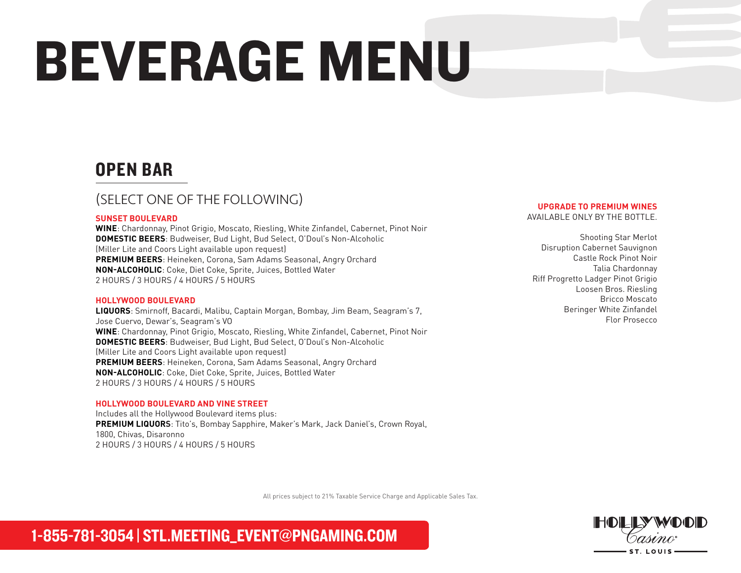# BEVERAGE MENU

## OPEN BAR

(SELECT ONE OF THE FOLLOWING)

**SUNSET BOULEVARD**

**WINE**: Chardonnay, Pinot Grigio, Moscato, Riesling, White Zinfandel, Cabernet, Pinot Noir
**DOMESTIC BEERS**: Budweiser, Bud Light, Bud Select, O'Doul's Non-Alcoholic
(Miller Lite and Coors Light available upon request)
**PREMIUM BEERS**: Heineken, Corona, Sam Adams Seasonal, Angry Orchard
**NON-ALCOHOLIC**: Coke, Diet Coke, Sprite, Juices, Bottled Water
2 HOURS / 3 HOURS / 4 HOURS / 5 HOURS

**HOLLYWOOD BOULEVARD**

**LIQUORS**: Smirnoff, Bacardi, Malibu, Captain Morgan, Bombay, Jim Beam, Seagram's 7, Jose Cuervo, Dewar's, Seagram's VO
**WINE**: Chardonnay, Pinot Grigio, Moscato, Riesling, White Zinfandel, Cabernet, Pinot Noir
**DOMESTIC BEERS**: Budweiser, Bud Light, Bud Select, O'Doul's Non-Alcoholic
(Miller Lite and Coors Light available upon request)
**PREMIUM BEERS**: Heineken, Corona, Sam Adams Seasonal, Angry Orchard
**NON-ALCOHOLIC**: Coke, Diet Coke, Sprite, Juices, Bottled Water
2 HOURS / 3 HOURS / 4 HOURS / 5 HOURS

**HOLLYWOOD BOULEVARD AND VINE STREET**

Includes all the Hollywood Boulevard items plus:
**PREMIUM LIQUORS**: Tito's, Bombay Sapphire, Maker's Mark, Jack Daniel's, Crown Royal, 1800, Chivas, Disaronno
2 HOURS / 3 HOURS / 4 HOURS / 5 HOURS

**UPGRADE TO PREMIUM WINES**
AVAILABLE ONLY BY THE BOTTLE.

Shooting Star Merlot
Disruption Cabernet Sauvignon
Castle Rock Pinot Noir
Talia Chardonnay
Riff Progretto Ladger Pinot Grigio
Loosen Bros. Riesling
Bricco Moscato
Beringer White Zinfandel
Flor Prosecco

All prices subject to 21% Taxable Service Charge and Applicable Sales Tax.

**1-855-781-3054 | STL.MEETING_EVENT@PNGAMING.COM**

HOLLYWOOD Casino ST. LOUIS